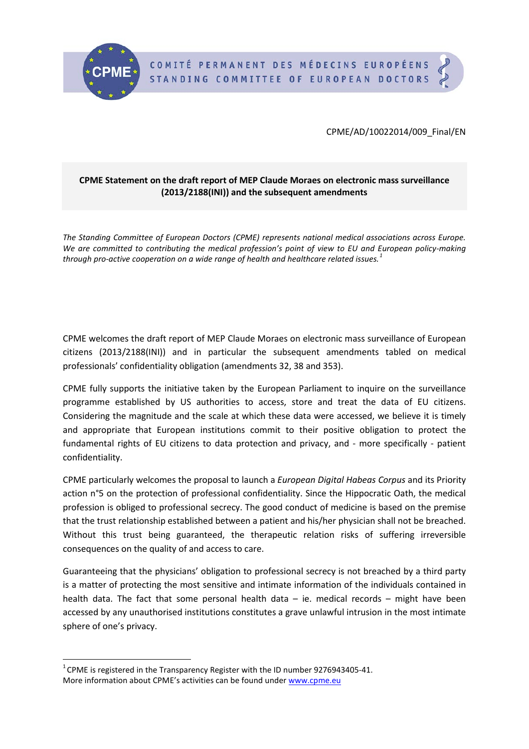COMITÉ PERMANENT DES MÉDECINS EUROPÉENS
STANDING COMMITTEE OF EUROPEAN DOCTORS

CPME/AD/10022014/009_Final/EN

**CPME Statement on the draft report of MEP Claude Moraes on electronic mass surveillance (2013/2188(INI)) and the subsequent amendments**

*The Standing Committee of European Doctors (CPME) represents national medical associations across Europe. We are committed to contributing the medical profession's point of view to EU and European policy-making through pro-active cooperation on a wide range of health and healthcare related issues.*[1]

CPME welcomes the draft report of MEP Claude Moraes on electronic mass surveillance of European citizens (2013/2188(INI)) and in particular the subsequent amendments tabled on medical professionals' confidentiality obligation (amendments 32, 38 and 353).

CPME fully supports the initiative taken by the European Parliament to inquire on the surveillance programme established by US authorities to access, store and treat the data of EU citizens. Considering the magnitude and the scale at which these data were accessed, we believe it is timely and appropriate that European institutions commit to their positive obligation to protect the fundamental rights of EU citizens to data protection and privacy, and - more specifically - patient confidentiality.

CPME particularly welcomes the proposal to launch a *European Digital Habeas Corpus* and its Priority action n°5 on the protection of professional confidentiality. Since the Hippocratic Oath, the medical profession is obliged to professional secrecy. The good conduct of medicine is based on the premise that the trust relationship established between a patient and his/her physician shall not be breached. Without this trust being guaranteed, the therapeutic relation risks of suffering irreversible consequences on the quality of and access to care.

Guaranteeing that the physicians' obligation to professional secrecy is not breached by a third party is a matter of protecting the most sensitive and intimate information of the individuals contained in health data. The fact that some personal health data – ie. medical records – might have been accessed by any unauthorised institutions constitutes a grave unlawful intrusion in the most intimate sphere of one's privacy.

[1] CPME is registered in the Transparency Register with the ID number 9276943405-41.
More information about CPME's activities can be found under www.cpme.eu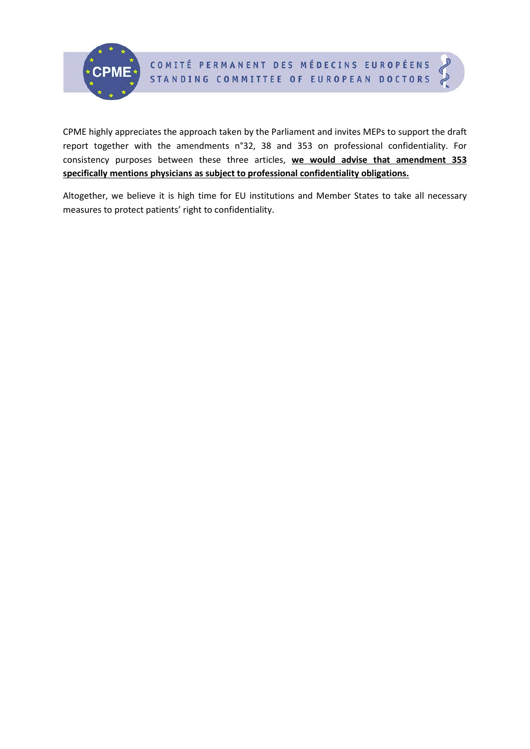CPME highly appreciates the approach taken by the Parliament and invites MEPs to support the draft report together with the amendments n°32, 38 and 353 on professional confidentiality. For consistency purposes between these three articles, **we would advise that amendment 353 specifically mentions physicians as subject to professional confidentiality obligations.**

Altogether, we believe it is high time for EU institutions and Member States to take all necessary measures to protect patients' right to confidentiality.